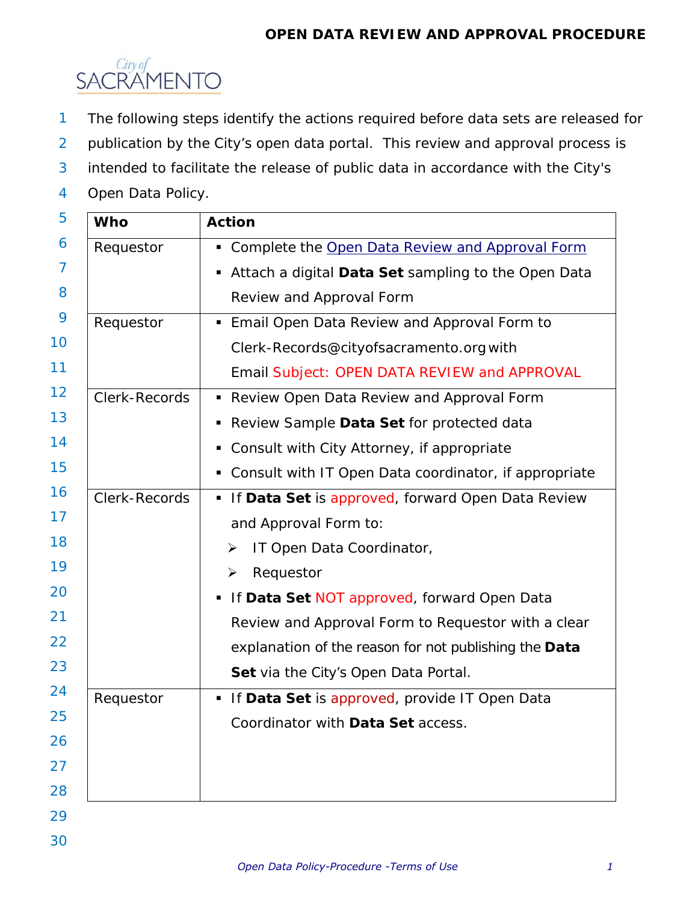# OPEN DATA REVIEW AND APPROVAL PROCEDURE

City of SACRAMENTO

The following steps identify the actions required before data sets are released for publication by the City's open data portal. This review and approval process is intended to facilitate the release of public data in accordance with the City's Open Data Policy.

| Who | Action |
|---|---|
| Requestor | ▪ Complete the Open Data Review and Approval Form<br>▪ Attach a digital **Data Set** sampling to the Open Data Review and Approval Form |
| Requestor | ▪ Email Open Data Review and Approval Form to Clerk-Records@cityofsacramento.org with Email Subject: OPEN DATA REVIEW and APPROVAL |
| Clerk-Records | ▪ Review Open Data Review and Approval Form<br>▪ Review Sample **Data Set** for protected data<br>▪ Consult with City Attorney, if appropriate<br>▪ Consult with IT Open Data coordinator, if appropriate |
| Clerk-Records | ▪ If **Data Set** is approved, forward Open Data Review and Approval Form to:<br>➢ IT Open Data Coordinator,<br>➢ Requestor<br>▪ If **Data Set** NOT approved, forward Open Data Review and Approval Form to Requestor with a clear explanation of the reason for not publishing the **Data Set** via the City's Open Data Portal. |
| Requestor | ▪ If **Data Set** is approved, provide IT Open Data Coordinator with **Data Set** access. |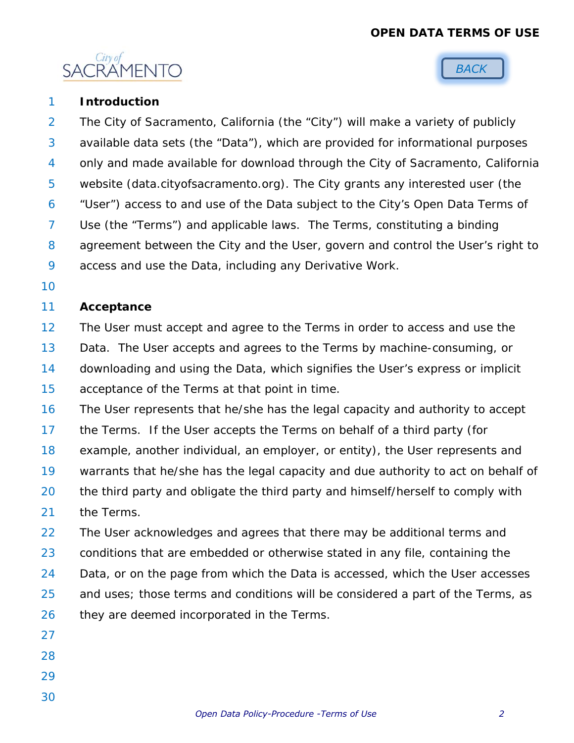## Introduction

The City of Sacramento, California (the “City”) will make a variety of publicly available data sets (the “Data”), which are provided for informational purposes only and made available for download through the City of Sacramento, California website (data.cityofsacramento.org). The City grants any interested user (the “User”) access to and use of the Data subject to the City’s Open Data Terms of Use (the “Terms”) and applicable laws. The Terms, constituting a binding agreement between the City and the User, govern and control the User’s right to access and use the Data, including any Derivative Work.

## Acceptance

The User must accept and agree to the Terms in order to access and use the Data. The User accepts and agrees to the Terms by machine-consuming, or downloading and using the Data, which signifies the User’s express or implicit acceptance of the Terms at that point in time.

The User represents that he/she has the legal capacity and authority to accept the Terms. If the User accepts the Terms on behalf of a third party (for example, another individual, an employer, or entity), the User represents and warrants that he/she has the legal capacity and due authority to act on behalf of the third party and obligate the third party and himself/herself to comply with the Terms.

The User acknowledges and agrees that there may be additional terms and conditions that are embedded or otherwise stated in any file, containing the Data, or on the page from which the Data is accessed, which the User accesses and uses; those terms and conditions will be considered a part of the Terms, as they are deemed incorporated in the Terms.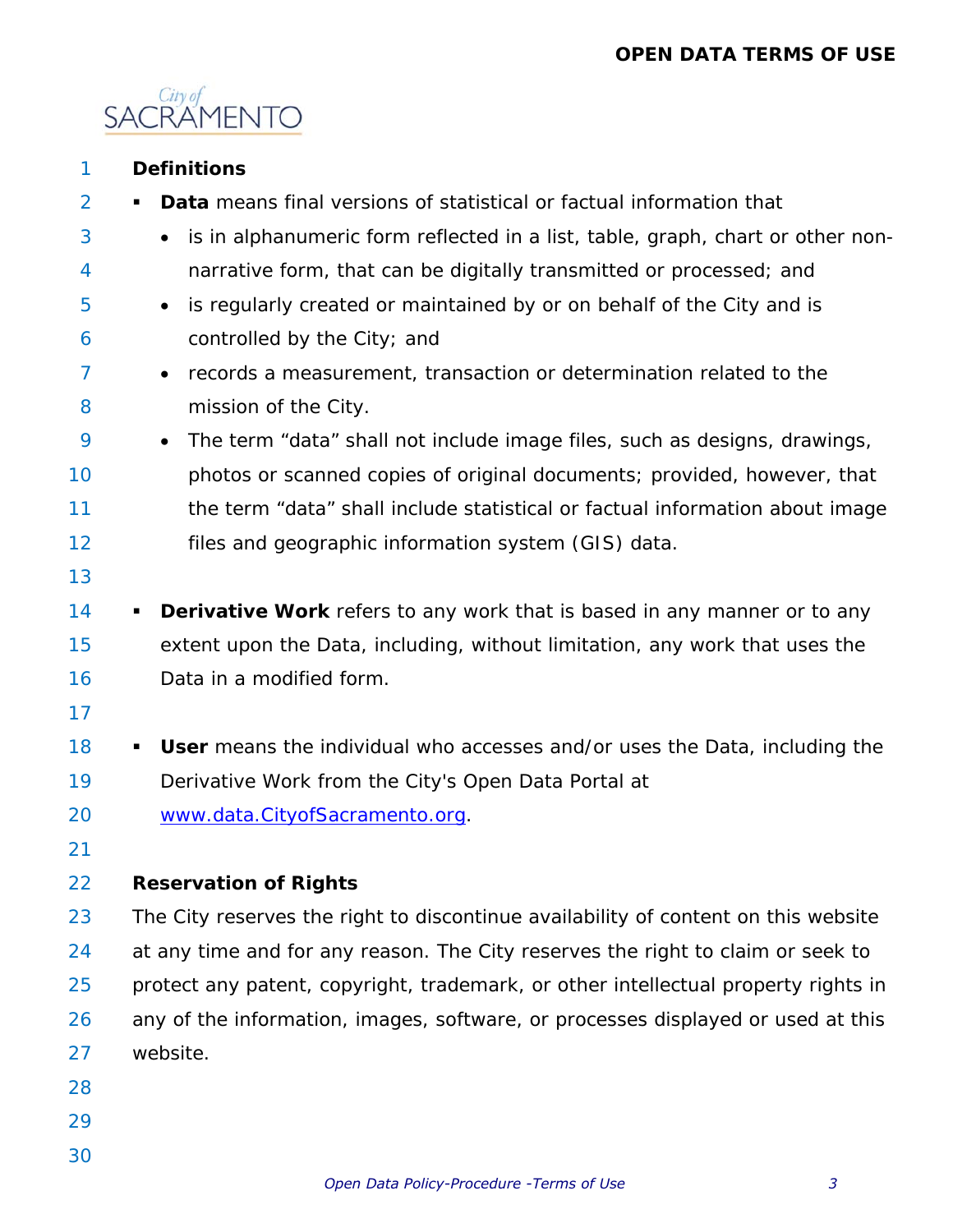## Definitions

- **Data** means final versions of statistical or factual information that
  - is in alphanumeric form reflected in a list, table, graph, chart or other non-narrative form, that can be digitally transmitted or processed; and
  - is regularly created or maintained by or on behalf of the City and is controlled by the City; and
  - records a measurement, transaction or determination related to the mission of the City.
  - The term "data" shall not include image files, such as designs, drawings, photos or scanned copies of original documents; provided, however, that the term "data" shall include statistical or factual information about image files and geographic information system (GIS) data.

- **Derivative Work** refers to any work that is based in any manner or to any extent upon the Data, including, without limitation, any work that uses the Data in a modified form.

- **User** means the individual who accesses and/or uses the Data, including the Derivative Work from the City's Open Data Portal at www.data.CityofSacramento.org.

## Reservation of Rights

The City reserves the right to discontinue availability of content on this website at any time and for any reason. The City reserves the right to claim or seek to protect any patent, copyright, trademark, or other intellectual property rights in any of the information, images, software, or processes displayed or used at this website.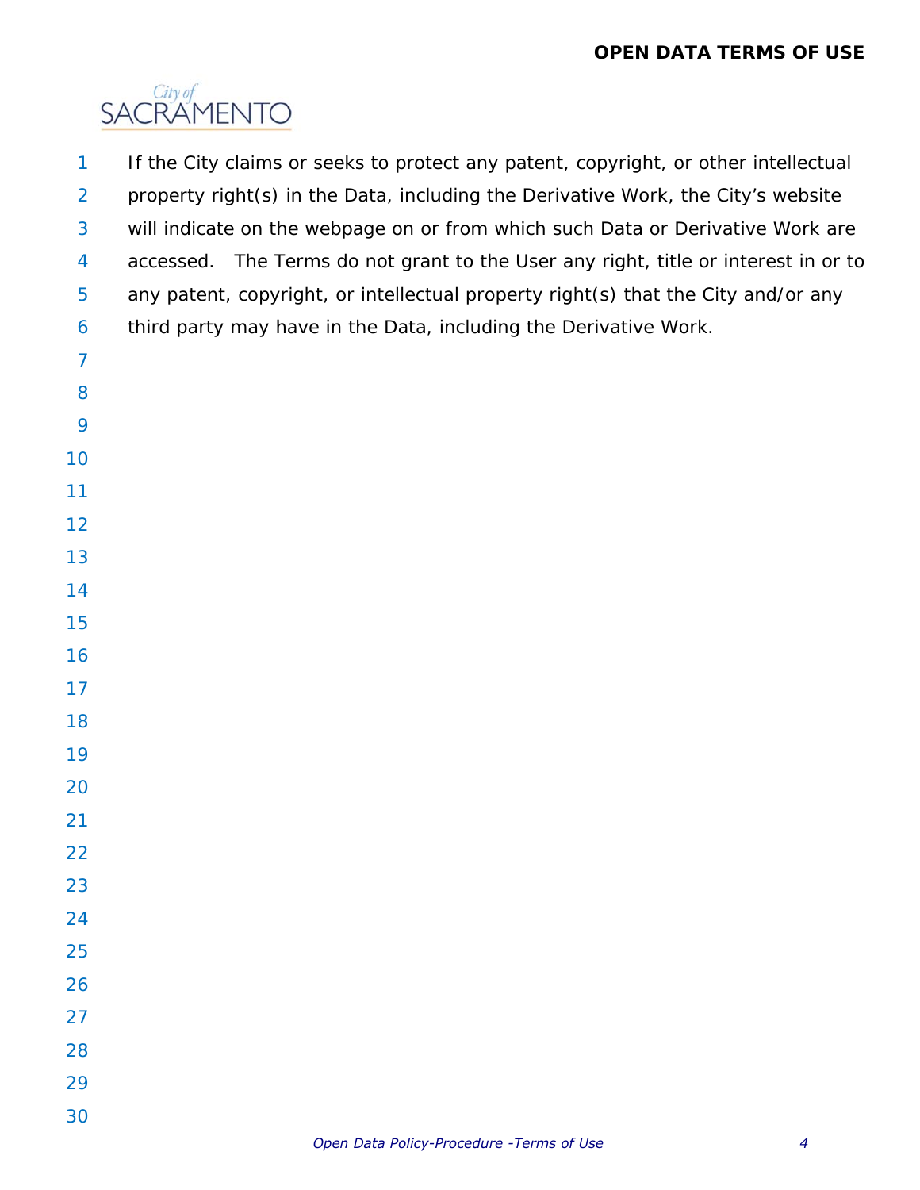If the City claims or seeks to protect any patent, copyright, or other intellectual property right(s) in the Data, including the Derivative Work, the City's website will indicate on the webpage on or from which such Data or Derivative Work are accessed. The Terms do not grant to the User any right, title or interest in or to any patent, copyright, or intellectual property right(s) that the City and/or any third party may have in the Data, including the Derivative Work.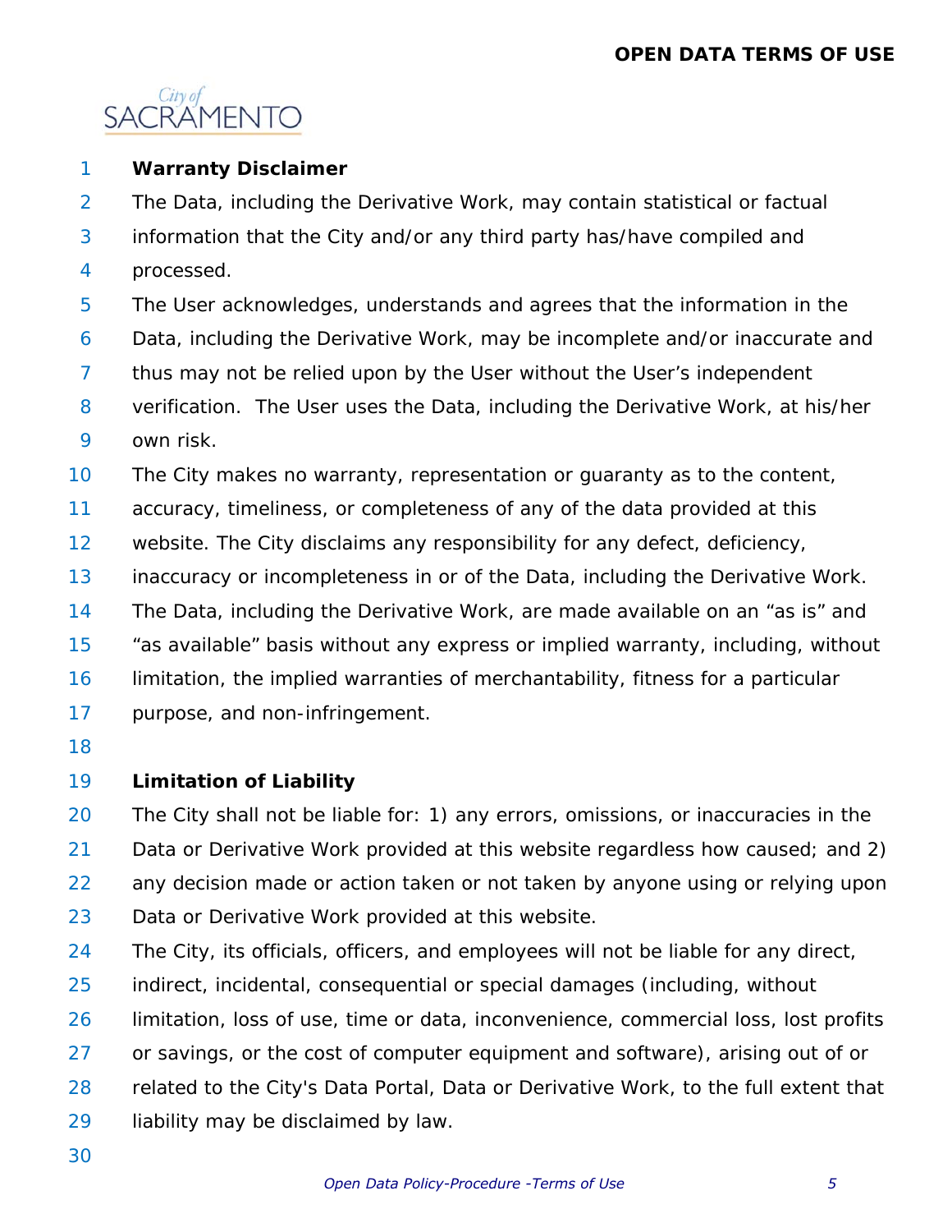**Warranty Disclaimer**

The Data, including the Derivative Work, may contain statistical or factual information that the City and/or any third party has/have compiled and processed.

The User acknowledges, understands and agrees that the information in the Data, including the Derivative Work, may be incomplete and/or inaccurate and thus may not be relied upon by the User without the User's independent verification. The User uses the Data, including the Derivative Work, at his/her own risk.

The City makes no warranty, representation or guaranty as to the content, accuracy, timeliness, or completeness of any of the data provided at this website. The City disclaims any responsibility for any defect, deficiency, inaccuracy or incompleteness in or of the Data, including the Derivative Work. The Data, including the Derivative Work, are made available on an "as is" and "as available" basis without any express or implied warranty, including, without limitation, the implied warranties of merchantability, fitness for a particular purpose, and non-infringement.

**Limitation of Liability**

The City shall not be liable for: 1) any errors, omissions, or inaccuracies in the Data or Derivative Work provided at this website regardless how caused; and 2) any decision made or action taken or not taken by anyone using or relying upon Data or Derivative Work provided at this website.

The City, its officials, officers, and employees will not be liable for any direct, indirect, incidental, consequential or special damages (including, without limitation, loss of use, time or data, inconvenience, commercial loss, lost profits or savings, or the cost of computer equipment and software), arising out of or related to the City's Data Portal, Data or Derivative Work, to the full extent that liability may be disclaimed by law.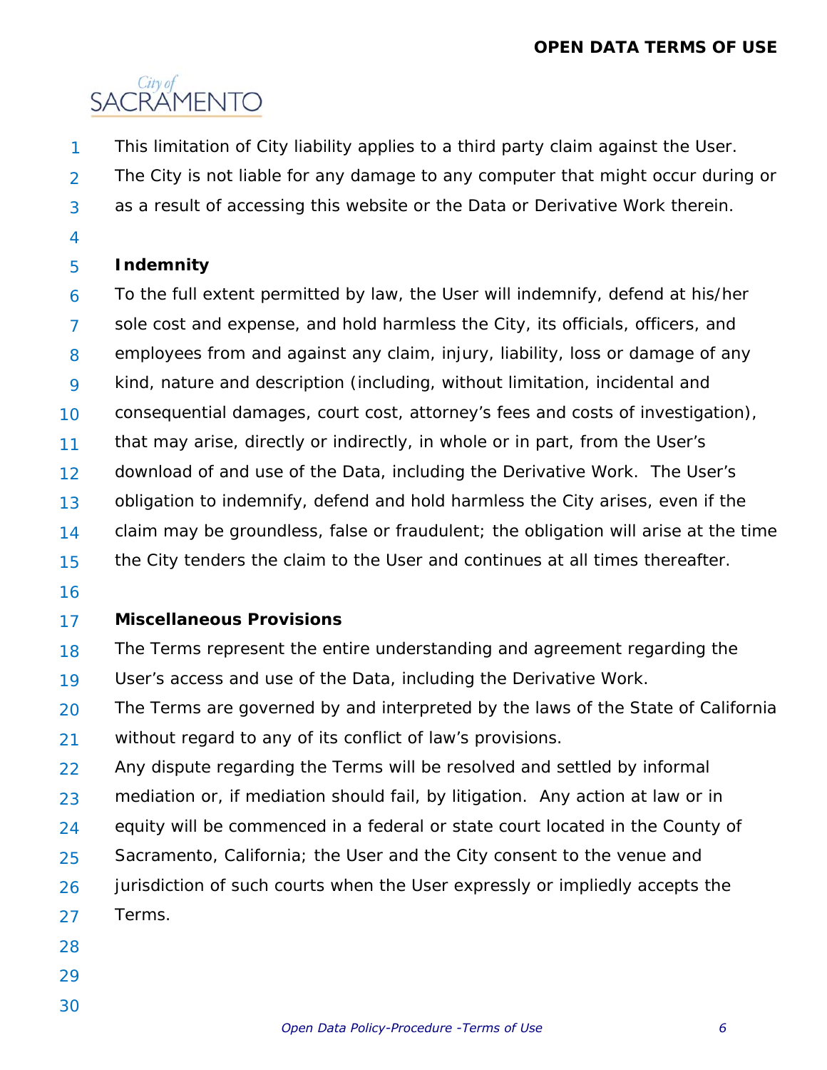This limitation of City liability applies to a third party claim against the User. The City is not liable for any damage to any computer that might occur during or as a result of accessing this website or the Data or Derivative Work therein.

**Indemnity**

To the full extent permitted by law, the User will indemnify, defend at his/her sole cost and expense, and hold harmless the City, its officials, officers, and employees from and against any claim, injury, liability, loss or damage of any kind, nature and description (including, without limitation, incidental and consequential damages, court cost, attorney's fees and costs of investigation), that may arise, directly or indirectly, in whole or in part, from the User's download of and use of the Data, including the Derivative Work. The User's obligation to indemnify, defend and hold harmless the City arises, even if the claim may be groundless, false or fraudulent; the obligation will arise at the time the City tenders the claim to the User and continues at all times thereafter.

**Miscellaneous Provisions**

The Terms represent the entire understanding and agreement regarding the User's access and use of the Data, including the Derivative Work.

The Terms are governed by and interpreted by the laws of the State of California without regard to any of its conflict of law's provisions.

Any dispute regarding the Terms will be resolved and settled by informal mediation or, if mediation should fail, by litigation. Any action at law or in equity will be commenced in a federal or state court located in the County of Sacramento, California; the User and the City consent to the venue and jurisdiction of such courts when the User expressly or impliedly accepts the Terms.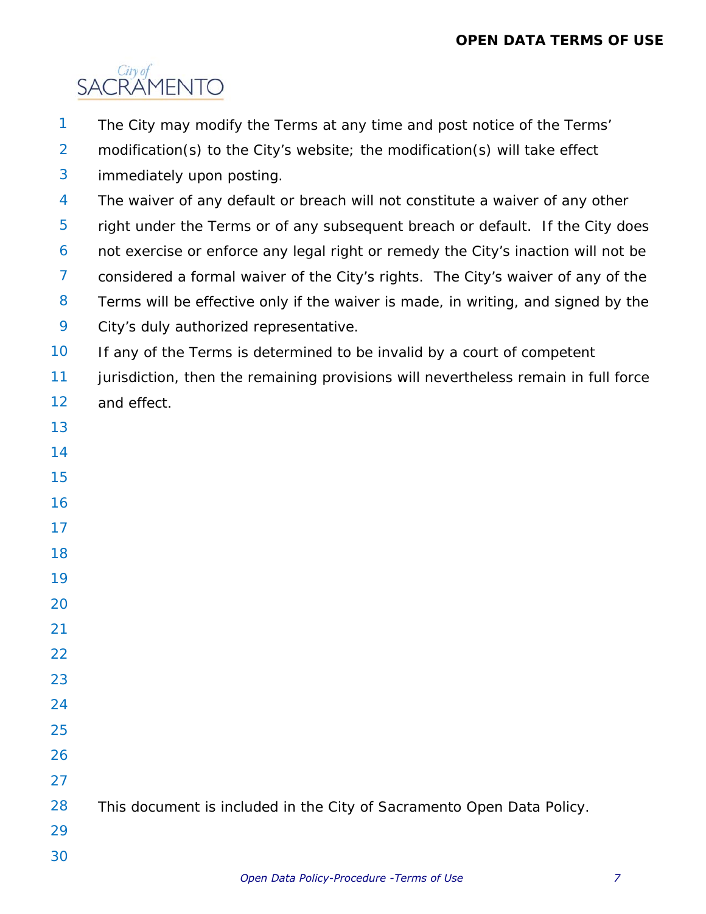The City may modify the Terms at any time and post notice of the Terms' modification(s) to the City's website; the modification(s) will take effect immediately upon posting.

The waiver of any default or breach will not constitute a waiver of any other right under the Terms or of any subsequent breach or default. If the City does not exercise or enforce any legal right or remedy the City's inaction will not be considered a formal waiver of the City's rights. The City's waiver of any of the Terms will be effective only if the waiver is made, in writing, and signed by the City's duly authorized representative.

If any of the Terms is determined to be invalid by a court of competent jurisdiction, then the remaining provisions will nevertheless remain in full force and effect.

This document is included in the City of Sacramento Open Data Policy.